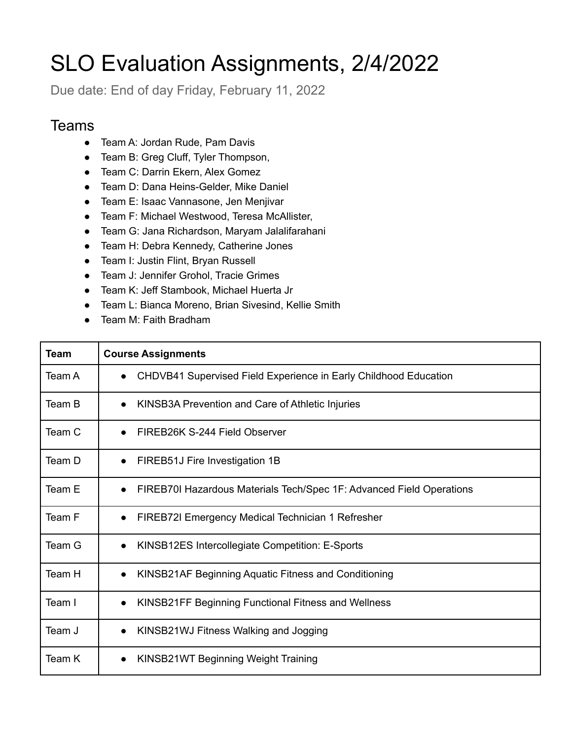# SLO Evaluation Assignments, 2/4/2022

Due date: End of day Friday, February 11, 2022

## Teams

- Team A: Jordan Rude, Pam Davis
- Team B: Greg Cluff, Tyler Thompson,
- Team C: Darrin Ekern, Alex Gomez
- Team D: Dana Heins-Gelder, Mike Daniel
- Team E: Isaac Vannasone, Jen Menjivar
- Team F: Michael Westwood, Teresa McAllister,
- Team G: Jana Richardson, Maryam Jalalifarahani
- Team H: Debra Kennedy, Catherine Jones
- Team I: Justin Flint, Bryan Russell
- Team J: Jennifer Grohol, Tracie Grimes
- Team K: Jeff Stambook, Michael Huerta Jr
- Team L: Bianca Moreno, Brian Sivesind, Kellie Smith
- Team M: Faith Bradham

| Team | Course Assignments |
|---|---|
| Team A | • CHDVB41 Supervised Field Experience in Early Childhood Education |
| Team B | • KINSB3A Prevention and Care of Athletic Injuries |
| Team C | • FIREB26K S-244 Field Observer |
| Team D | • FIREB51J Fire Investigation 1B |
| Team E | • FIREB70I Hazardous Materials Tech/Spec 1F: Advanced Field Operations |
| Team F | • FIREB72I Emergency Medical Technician 1 Refresher |
| Team G | • KINSB12ES Intercollegiate Competition: E-Sports |
| Team H | • KINSB21AF Beginning Aquatic Fitness and Conditioning |
| Team I | • KINSB21FF Beginning Functional Fitness and Wellness |
| Team J | • KINSB21WJ Fitness Walking and Jogging |
| Team K | • KINSB21WT Beginning Weight Training |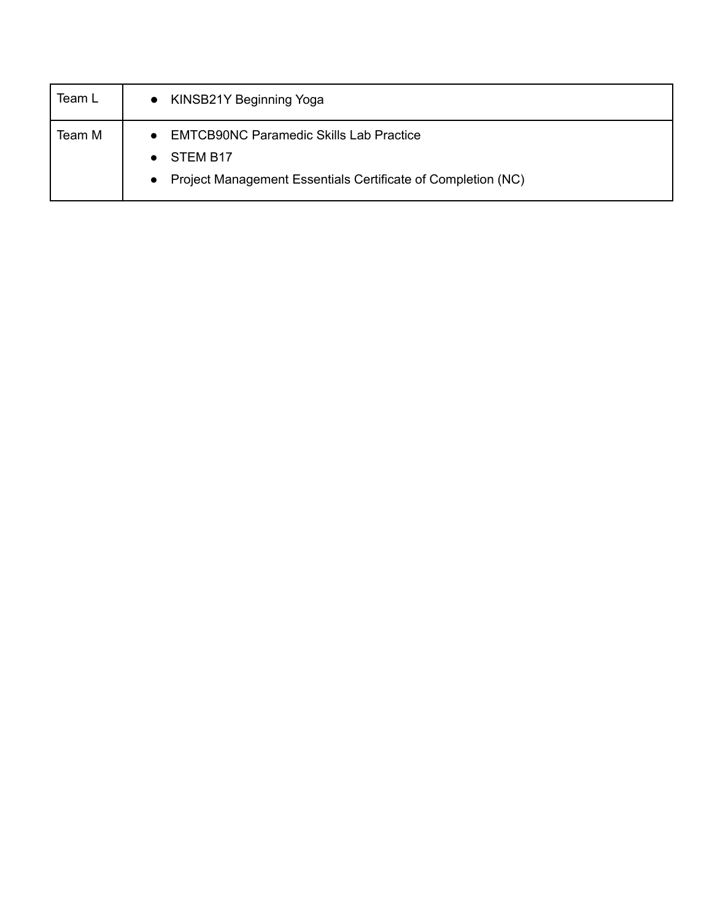| | |
|---|---|
| Team L | • KINSB21Y Beginning Yoga |
| Team M | • EMTCB90NC Paramedic Skills Lab Practice<br>• STEM B17<br>• Project Management Essentials Certificate of Completion (NC) |